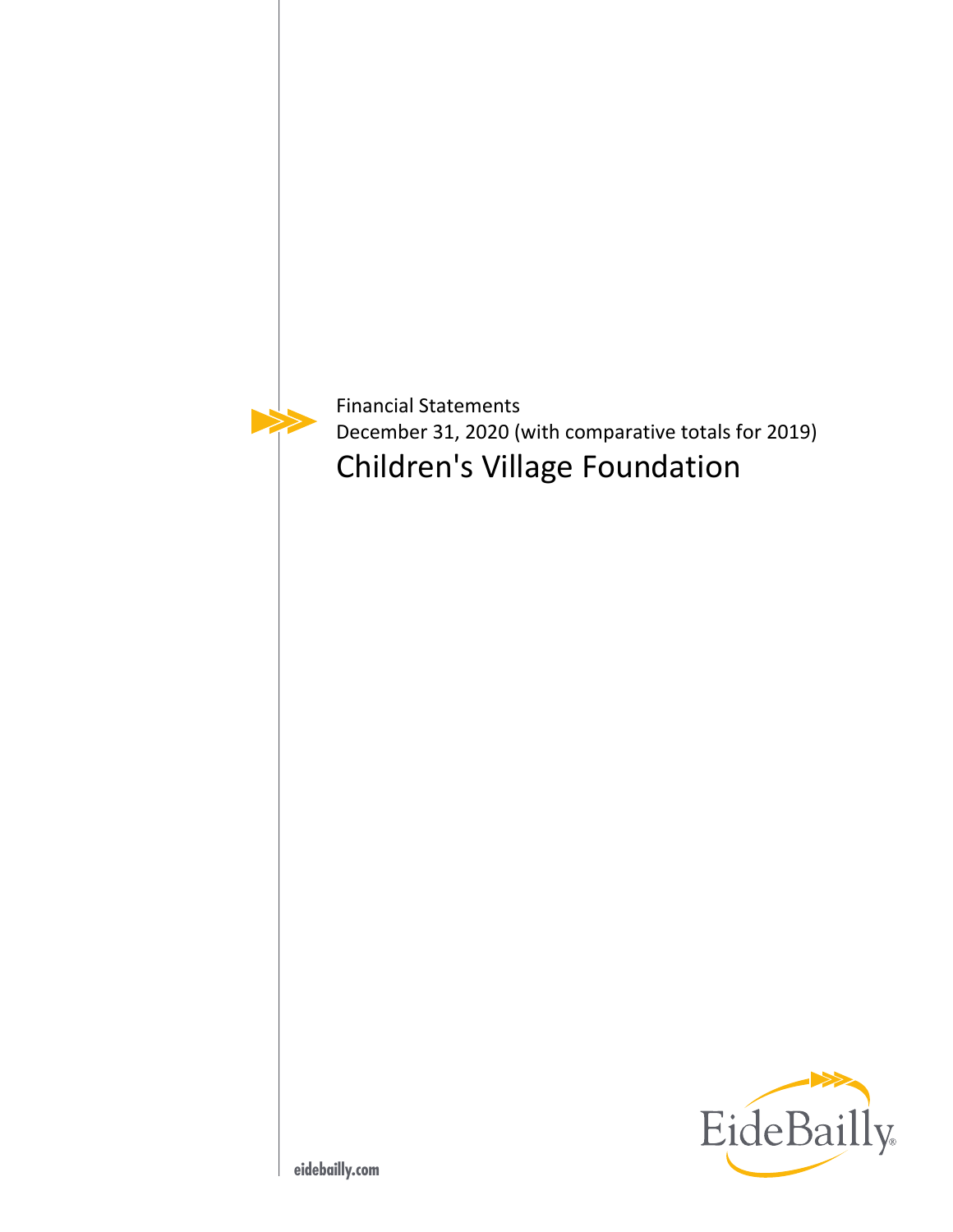Financial Statements

December 31, 2020 (with comparative totals for 2019)

# Children's Village Foundation

eidebailly.com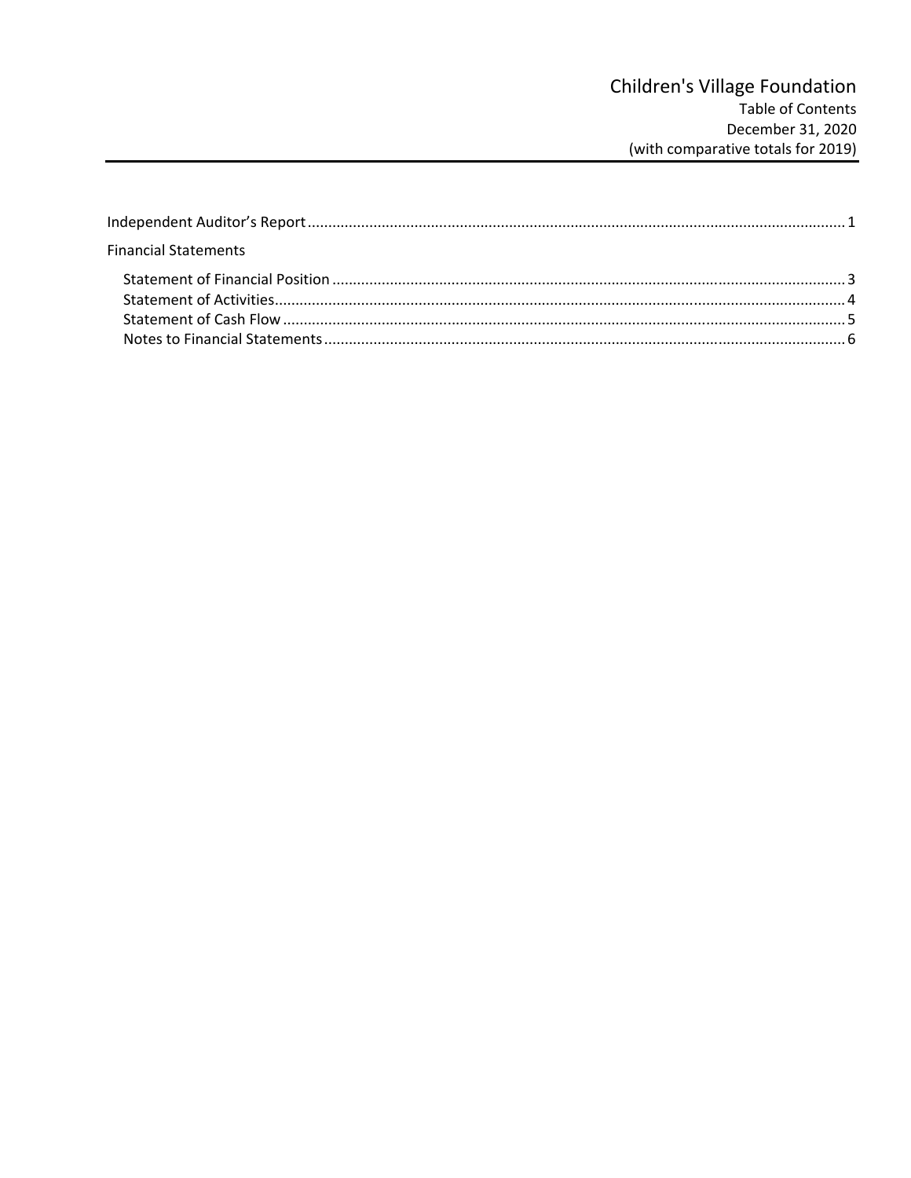# Children's Village Foundation

Table of Contents

December 31, 2020

(with comparative totals for 2019)

| | |
|---|---|
| Independent Auditor's Report | 1 |
| Financial Statements | |
| Statement of Financial Position | 3 |
| Statement of Activities | 4 |
| Statement of Cash Flow | 5 |
| Notes to Financial Statements | 6 |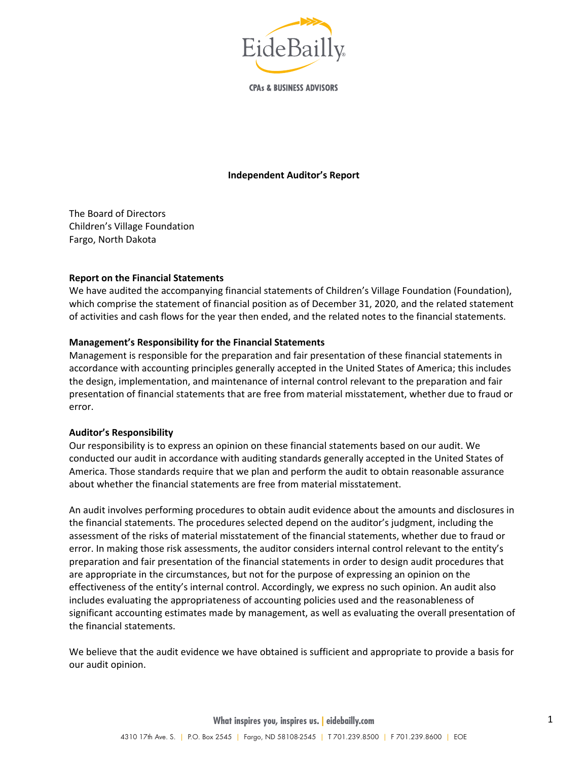**Independent Auditor's Report**

The Board of Directors
Children's Village Foundation
Fargo, North Dakota

**Report on the Financial Statements**
We have audited the accompanying financial statements of Children's Village Foundation (Foundation), which comprise the statement of financial position as of December 31, 2020, and the related statement of activities and cash flows for the year then ended, and the related notes to the financial statements.

**Management's Responsibility for the Financial Statements**
Management is responsible for the preparation and fair presentation of these financial statements in accordance with accounting principles generally accepted in the United States of America; this includes the design, implementation, and maintenance of internal control relevant to the preparation and fair presentation of financial statements that are free from material misstatement, whether due to fraud or error.

**Auditor's Responsibility**
Our responsibility is to express an opinion on these financial statements based on our audit. We conducted our audit in accordance with auditing standards generally accepted in the United States of America. Those standards require that we plan and perform the audit to obtain reasonable assurance about whether the financial statements are free from material misstatement.

An audit involves performing procedures to obtain audit evidence about the amounts and disclosures in the financial statements. The procedures selected depend on the auditor's judgment, including the assessment of the risks of material misstatement of the financial statements, whether due to fraud or error. In making those risk assessments, the auditor considers internal control relevant to the entity's preparation and fair presentation of the financial statements in order to design audit procedures that are appropriate in the circumstances, but not for the purpose of expressing an opinion on the effectiveness of the entity's internal control. Accordingly, we express no such opinion. An audit also includes evaluating the appropriateness of accounting policies used and the reasonableness of significant accounting estimates made by management, as well as evaluating the overall presentation of the financial statements.

We believe that the audit evidence we have obtained is sufficient and appropriate to provide a basis for our audit opinion.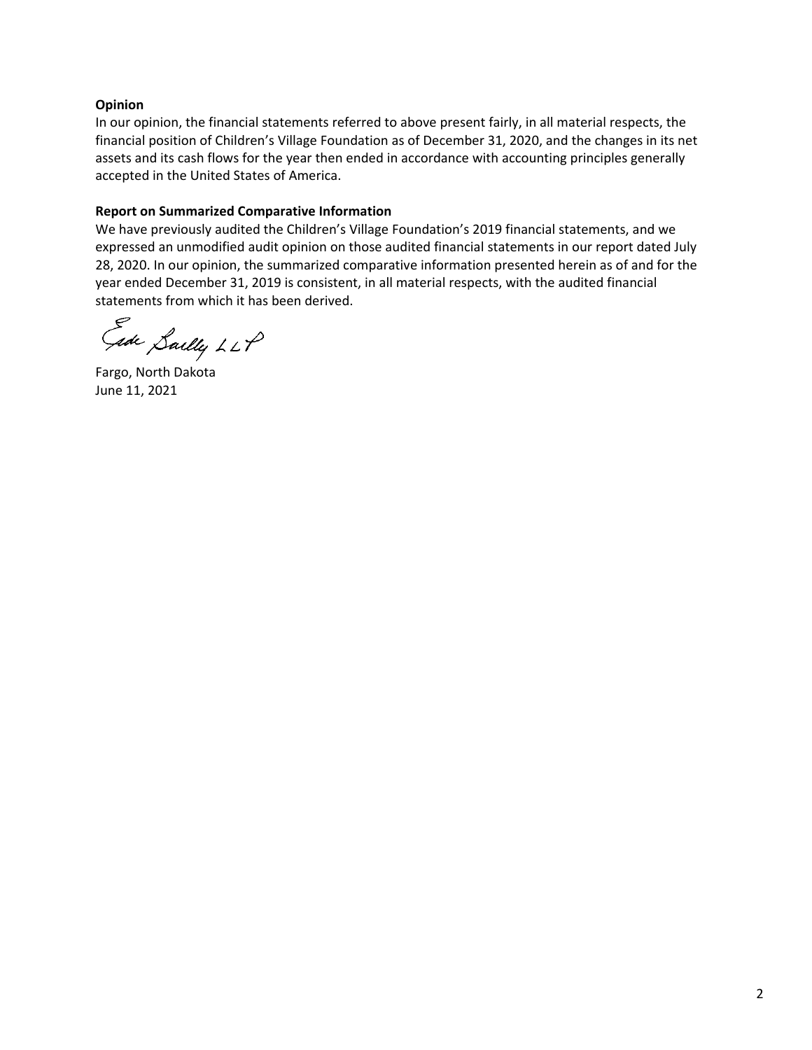**Opinion**

In our opinion, the financial statements referred to above present fairly, in all material respects, the financial position of Children's Village Foundation as of December 31, 2020, and the changes in its net assets and its cash flows for the year then ended in accordance with accounting principles generally accepted in the United States of America.

**Report on Summarized Comparative Information**

We have previously audited the Children's Village Foundation's 2019 financial statements, and we expressed an unmodified audit opinion on those audited financial statements in our report dated July 28, 2020. In our opinion, the summarized comparative information presented herein as of and for the year ended December 31, 2019 is consistent, in all material respects, with the audited financial statements from which it has been derived.

Eide Bailly LLP

Fargo, North Dakota
June 11, 2021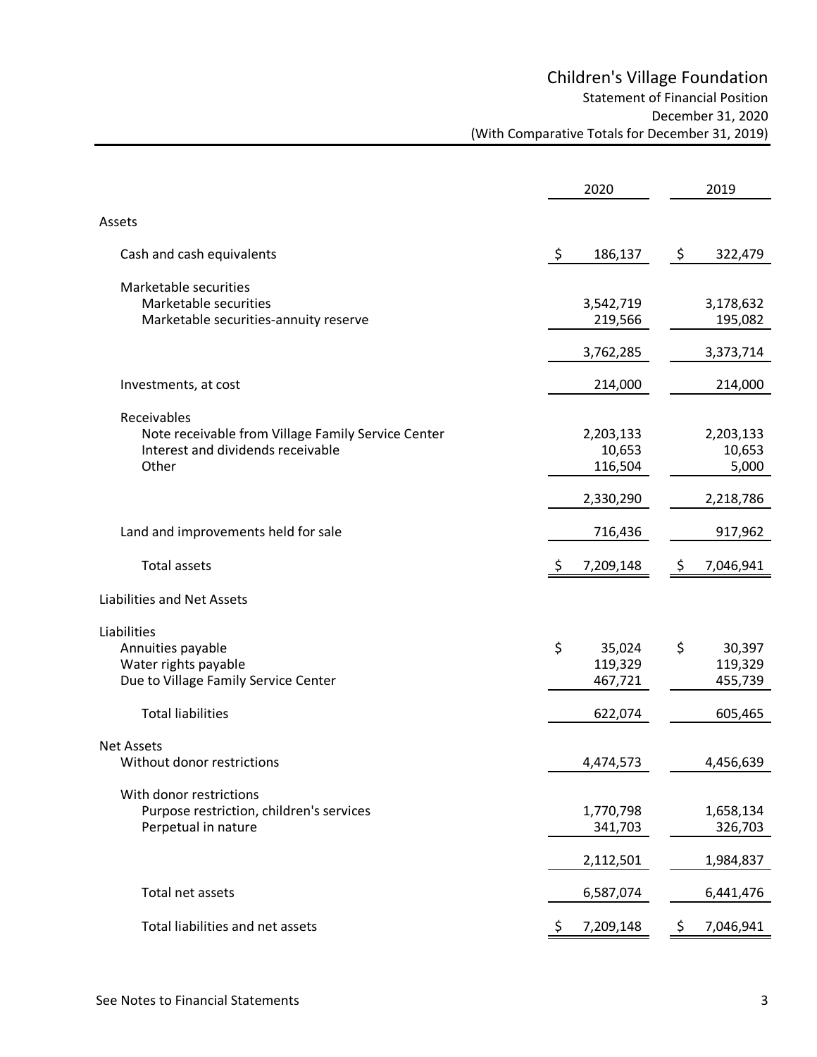# Children's Village Foundation

## Statement of Financial Position

December 31, 2020

(With Comparative Totals for December 31, 2019)

| | 2020 | 2019 |
|---|---|---|
| **Assets** | | |
| Cash and cash equivalents | $ 186,137 | $ 322,479 |
| Marketable securities | | |
| Marketable securities | 3,542,719 | 3,178,632 |
| Marketable securities-annuity reserve | 219,566 | 195,082 |
| | 3,762,285 | 3,373,714 |
| Investments, at cost | 214,000 | 214,000 |
| Receivables | | |
| Note receivable from Village Family Service Center | 2,203,133 | 2,203,133 |
| Interest and dividends receivable | 10,653 | 10,653 |
| Other | 116,504 | 5,000 |
| | 2,330,290 | 2,218,786 |
| Land and improvements held for sale | 716,436 | 917,962 |
| Total assets | $ 7,209,148 | $ 7,046,941 |
| **Liabilities and Net Assets** | | |
| Liabilities | | |
| Annuities payable | $ 35,024 | $ 30,397 |
| Water rights payable | 119,329 | 119,329 |
| Due to Village Family Service Center | 467,721 | 455,739 |
| Total liabilities | 622,074 | 605,465 |
| Net Assets | | |
| Without donor restrictions | 4,474,573 | 4,456,639 |
| With donor restrictions | | |
| Purpose restriction, children's services | 1,770,798 | 1,658,134 |
| Perpetual in nature | 341,703 | 326,703 |
| | 2,112,501 | 1,984,837 |
| Total net assets | 6,587,074 | 6,441,476 |
| Total liabilities and net assets | $ 7,209,148 | $ 7,046,941 |

See Notes to Financial Statements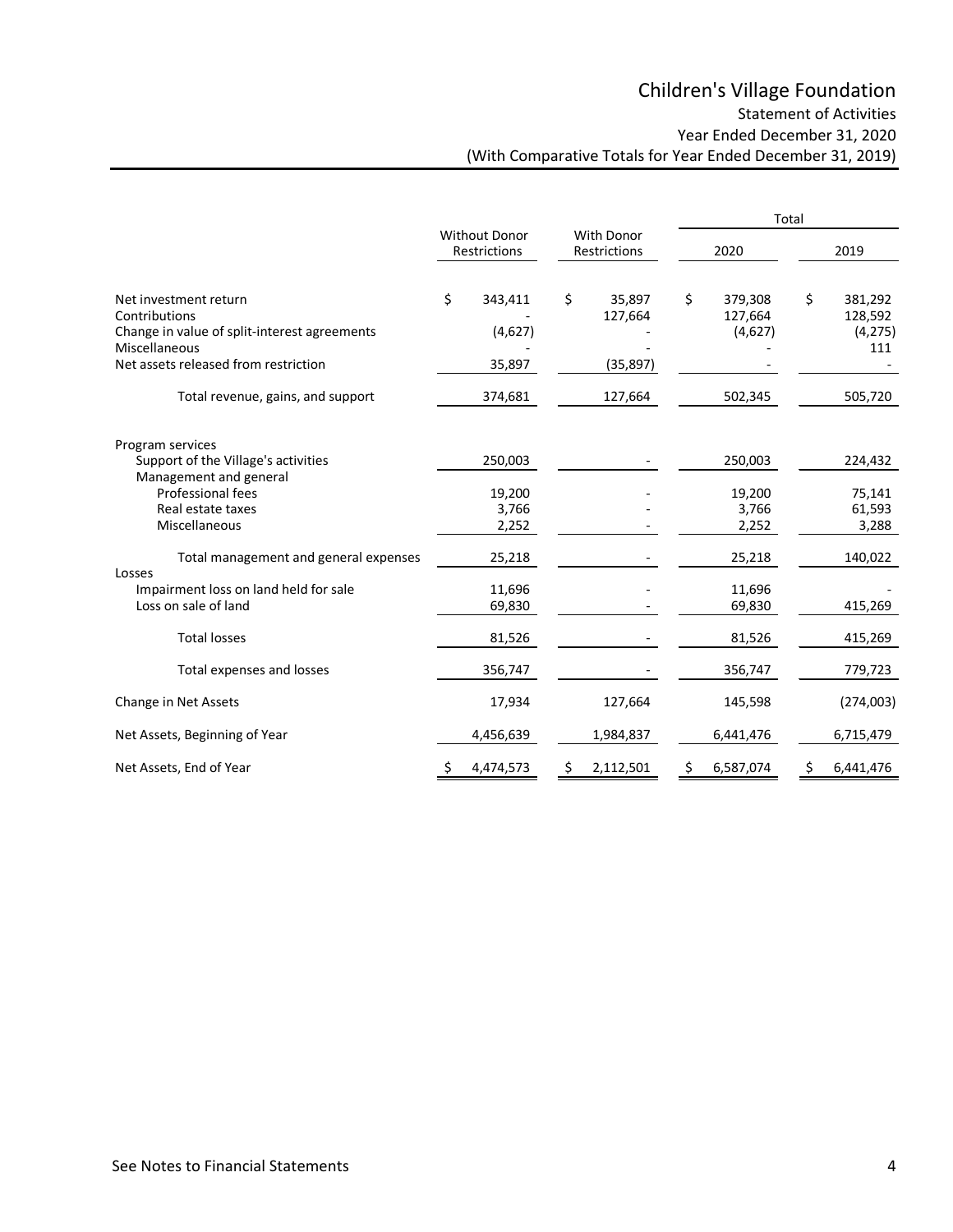# Children's Village Foundation

## Statement of Activities

### Year Ended December 31, 2020

### (With Comparative Totals for Year Ended December 31, 2019)

| | Without Donor Restrictions | With Donor Restrictions | Total 2020 | Total 2019 |
|---|---|---|---|---|
| Net investment return | $ 343,411 | $ 35,897 | $ 379,308 | $ 381,292 |
| Contributions | - | 127,664 | 127,664 | 128,592 |
| Change in value of split-interest agreements | (4,627) | - | (4,627) | (4,275) |
| Miscellaneous | - | - | - | 111 |
| Net assets released from restriction | 35,897 | (35,897) | - | - |
| Total revenue, gains, and support | 374,681 | 127,664 | 502,345 | 505,720 |
| Program services | | | | |
| Support of the Village's activities | 250,003 | - | 250,003 | 224,432 |
| Management and general | | | | |
| Professional fees | 19,200 | - | 19,200 | 75,141 |
| Real estate taxes | 3,766 | - | 3,766 | 61,593 |
| Miscellaneous | 2,252 | - | 2,252 | 3,288 |
| Total management and general expenses | 25,218 | - | 25,218 | 140,022 |
| Losses | | | | |
| Impairment loss on land held for sale | 11,696 | - | 11,696 | - |
| Loss on sale of land | 69,830 | - | 69,830 | 415,269 |
| Total losses | 81,526 | - | 81,526 | 415,269 |
| Total expenses and losses | 356,747 | - | 356,747 | 779,723 |
| Change in Net Assets | 17,934 | 127,664 | 145,598 | (274,003) |
| Net Assets, Beginning of Year | 4,456,639 | 1,984,837 | 6,441,476 | 6,715,479 |
| Net Assets, End of Year | $ 4,474,573 | $ 2,112,501 | $ 6,587,074 | $ 6,441,476 |

See Notes to Financial Statements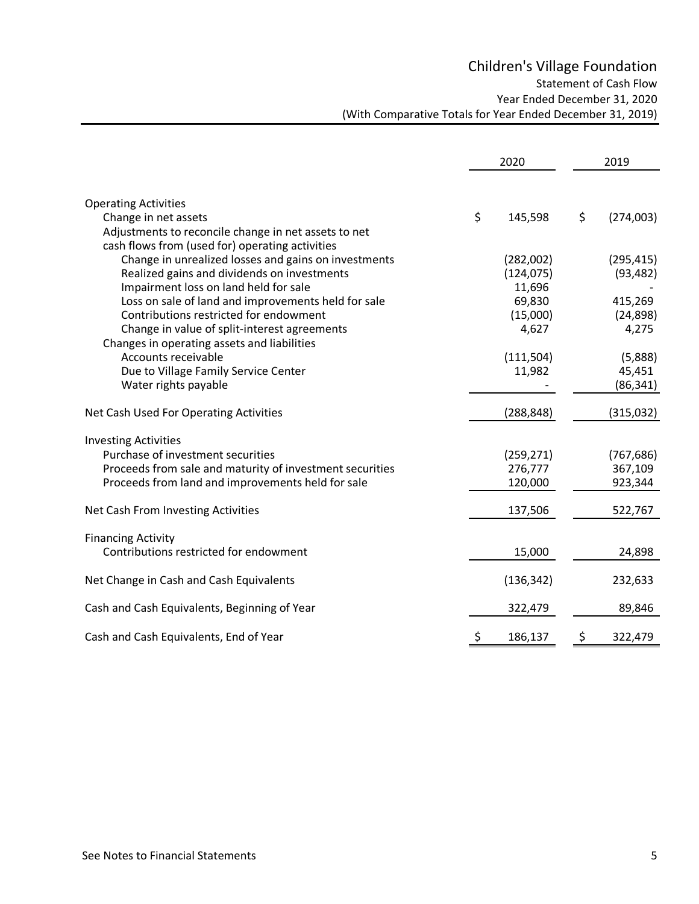# Children's Village Foundation

## Statement of Cash Flow

### Year Ended December 31, 2020

### (With Comparative Totals for Year Ended December 31, 2019)

| | 2020 | 2019 |
|---|---|---|
| **Operating Activities** | | |
| Change in net assets | $ 145,598 | $ (274,003) |
| Adjustments to reconcile change in net assets to net cash flows from (used for) operating activities | | |
| Change in unrealized losses and gains on investments | (282,002) | (295,415) |
| Realized gains and dividends on investments | (124,075) | (93,482) |
| Impairment loss on land held for sale | 11,696 | - |
| Loss on sale of land and improvements held for sale | 69,830 | 415,269 |
| Contributions restricted for endowment | (15,000) | (24,898) |
| Change in value of split-interest agreements | 4,627 | 4,275 |
| Changes in operating assets and liabilities | | |
| Accounts receivable | (111,504) | (5,888) |
| Due to Village Family Service Center | 11,982 | 45,451 |
| Water rights payable | - | (86,341) |
| Net Cash Used For Operating Activities | (288,848) | (315,032) |
| **Investing Activities** | | |
| Purchase of investment securities | (259,271) | (767,686) |
| Proceeds from sale and maturity of investment securities | 276,777 | 367,109 |
| Proceeds from land and improvements held for sale | 120,000 | 923,344 |
| Net Cash From Investing Activities | 137,506 | 522,767 |
| **Financing Activity** | | |
| Contributions restricted for endowment | 15,000 | 24,898 |
| Net Change in Cash and Cash Equivalents | (136,342) | 232,633 |
| Cash and Cash Equivalents, Beginning of Year | 322,479 | 89,846 |
| Cash and Cash Equivalents, End of Year | $ 186,137 | $ 322,479 |

See Notes to Financial Statements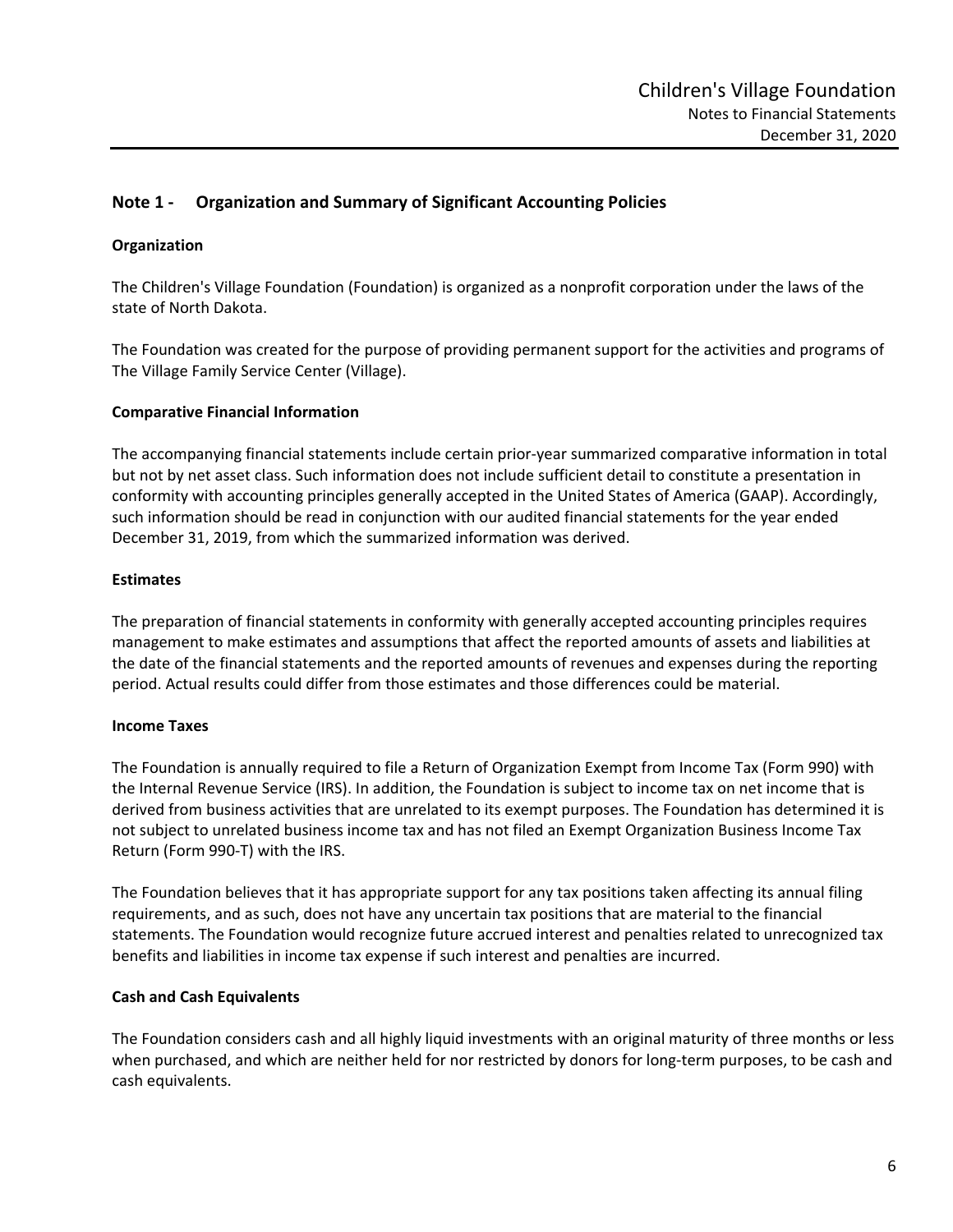## Note 1 - Organization and Summary of Significant Accounting Policies

### Organization

The Children's Village Foundation (Foundation) is organized as a nonprofit corporation under the laws of the state of North Dakota.

The Foundation was created for the purpose of providing permanent support for the activities and programs of The Village Family Service Center (Village).

### Comparative Financial Information

The accompanying financial statements include certain prior-year summarized comparative information in total but not by net asset class. Such information does not include sufficient detail to constitute a presentation in conformity with accounting principles generally accepted in the United States of America (GAAP). Accordingly, such information should be read in conjunction with our audited financial statements for the year ended December 31, 2019, from which the summarized information was derived.

### Estimates

The preparation of financial statements in conformity with generally accepted accounting principles requires management to make estimates and assumptions that affect the reported amounts of assets and liabilities at the date of the financial statements and the reported amounts of revenues and expenses during the reporting period. Actual results could differ from those estimates and those differences could be material.

### Income Taxes

The Foundation is annually required to file a Return of Organization Exempt from Income Tax (Form 990) with the Internal Revenue Service (IRS). In addition, the Foundation is subject to income tax on net income that is derived from business activities that are unrelated to its exempt purposes. The Foundation has determined it is not subject to unrelated business income tax and has not filed an Exempt Organization Business Income Tax Return (Form 990-T) with the IRS.

The Foundation believes that it has appropriate support for any tax positions taken affecting its annual filing requirements, and as such, does not have any uncertain tax positions that are material to the financial statements. The Foundation would recognize future accrued interest and penalties related to unrecognized tax benefits and liabilities in income tax expense if such interest and penalties are incurred.

### Cash and Cash Equivalents

The Foundation considers cash and all highly liquid investments with an original maturity of three months or less when purchased, and which are neither held for nor restricted by donors for long-term purposes, to be cash and cash equivalents.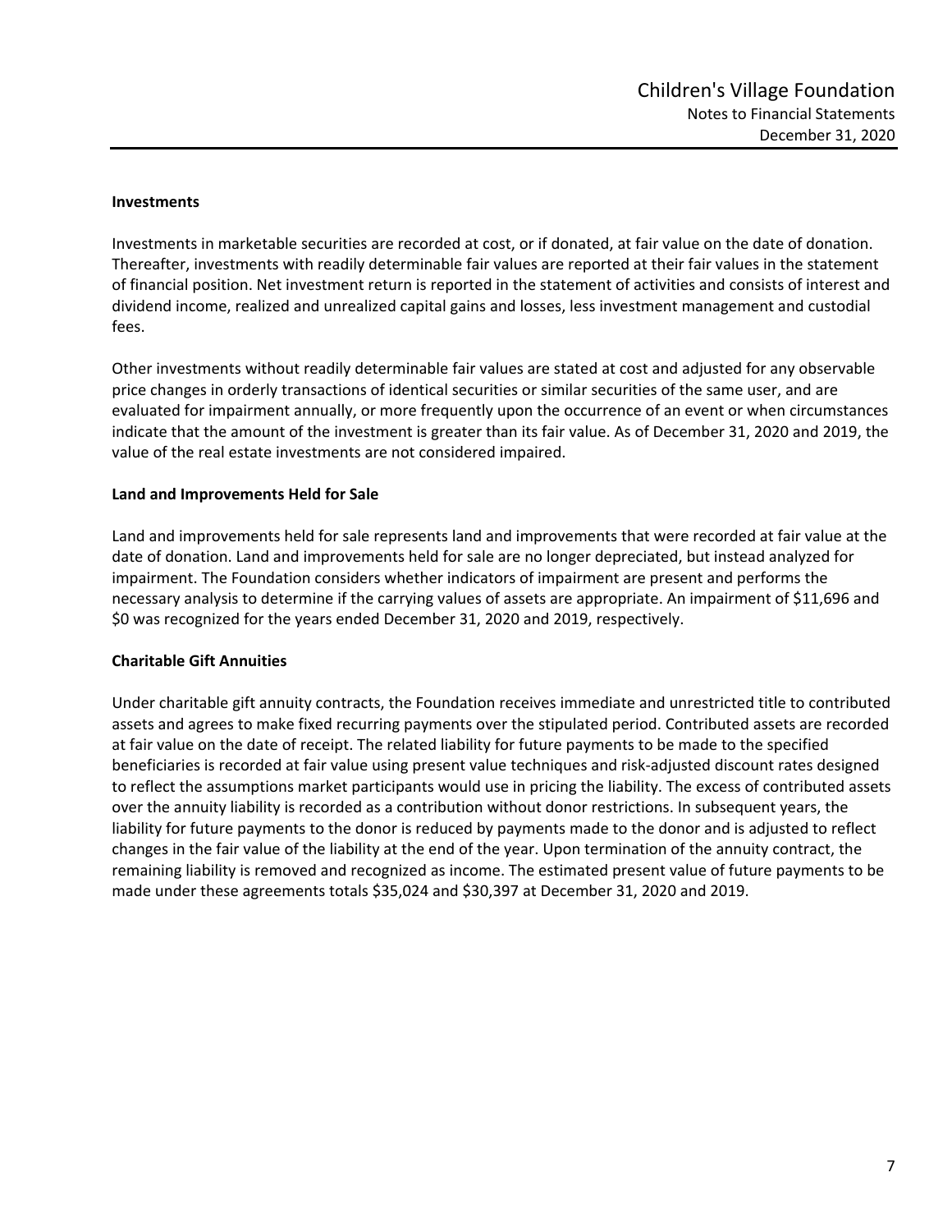### Investments

Investments in marketable securities are recorded at cost, or if donated, at fair value on the date of donation. Thereafter, investments with readily determinable fair values are reported at their fair values in the statement of financial position. Net investment return is reported in the statement of activities and consists of interest and dividend income, realized and unrealized capital gains and losses, less investment management and custodial fees.

Other investments without readily determinable fair values are stated at cost and adjusted for any observable price changes in orderly transactions of identical securities or similar securities of the same user, and are evaluated for impairment annually, or more frequently upon the occurrence of an event or when circumstances indicate that the amount of the investment is greater than its fair value. As of December 31, 2020 and 2019, the value of the real estate investments are not considered impaired.

### Land and Improvements Held for Sale

Land and improvements held for sale represents land and improvements that were recorded at fair value at the date of donation. Land and improvements held for sale are no longer depreciated, but instead analyzed for impairment. The Foundation considers whether indicators of impairment are present and performs the necessary analysis to determine if the carrying values of assets are appropriate. An impairment of $11,696 and $0 was recognized for the years ended December 31, 2020 and 2019, respectively.

### Charitable Gift Annuities

Under charitable gift annuity contracts, the Foundation receives immediate and unrestricted title to contributed assets and agrees to make fixed recurring payments over the stipulated period. Contributed assets are recorded at fair value on the date of receipt. The related liability for future payments to be made to the specified beneficiaries is recorded at fair value using present value techniques and risk-adjusted discount rates designed to reflect the assumptions market participants would use in pricing the liability. The excess of contributed assets over the annuity liability is recorded as a contribution without donor restrictions. In subsequent years, the liability for future payments to the donor is reduced by payments made to the donor and is adjusted to reflect changes in the fair value of the liability at the end of the year. Upon termination of the annuity contract, the remaining liability is removed and recognized as income. The estimated present value of future payments to be made under these agreements totals $35,024 and $30,397 at December 31, 2020 and 2019.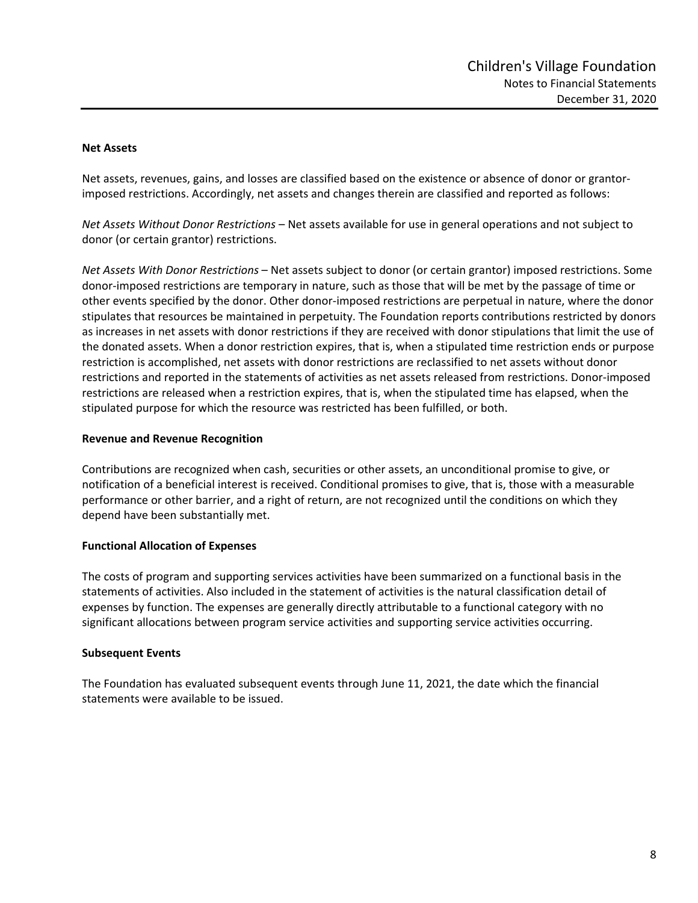**Net Assets**

Net assets, revenues, gains, and losses are classified based on the existence or absence of donor or grantor-imposed restrictions. Accordingly, net assets and changes therein are classified and reported as follows:

*Net Assets Without Donor Restrictions* – Net assets available for use in general operations and not subject to donor (or certain grantor) restrictions.

*Net Assets With Donor Restrictions* – Net assets subject to donor (or certain grantor) imposed restrictions. Some donor-imposed restrictions are temporary in nature, such as those that will be met by the passage of time or other events specified by the donor. Other donor-imposed restrictions are perpetual in nature, where the donor stipulates that resources be maintained in perpetuity. The Foundation reports contributions restricted by donors as increases in net assets with donor restrictions if they are received with donor stipulations that limit the use of the donated assets. When a donor restriction expires, that is, when a stipulated time restriction ends or purpose restriction is accomplished, net assets with donor restrictions are reclassified to net assets without donor restrictions and reported in the statements of activities as net assets released from restrictions. Donor-imposed restrictions are released when a restriction expires, that is, when the stipulated time has elapsed, when the stipulated purpose for which the resource was restricted has been fulfilled, or both.

**Revenue and Revenue Recognition**

Contributions are recognized when cash, securities or other assets, an unconditional promise to give, or notification of a beneficial interest is received. Conditional promises to give, that is, those with a measurable performance or other barrier, and a right of return, are not recognized until the conditions on which they depend have been substantially met.

**Functional Allocation of Expenses**

The costs of program and supporting services activities have been summarized on a functional basis in the statements of activities. Also included in the statement of activities is the natural classification detail of expenses by function. The expenses are generally directly attributable to a functional category with no significant allocations between program service activities and supporting service activities occurring.

**Subsequent Events**

The Foundation has evaluated subsequent events through June 11, 2021, the date which the financial statements were available to be issued.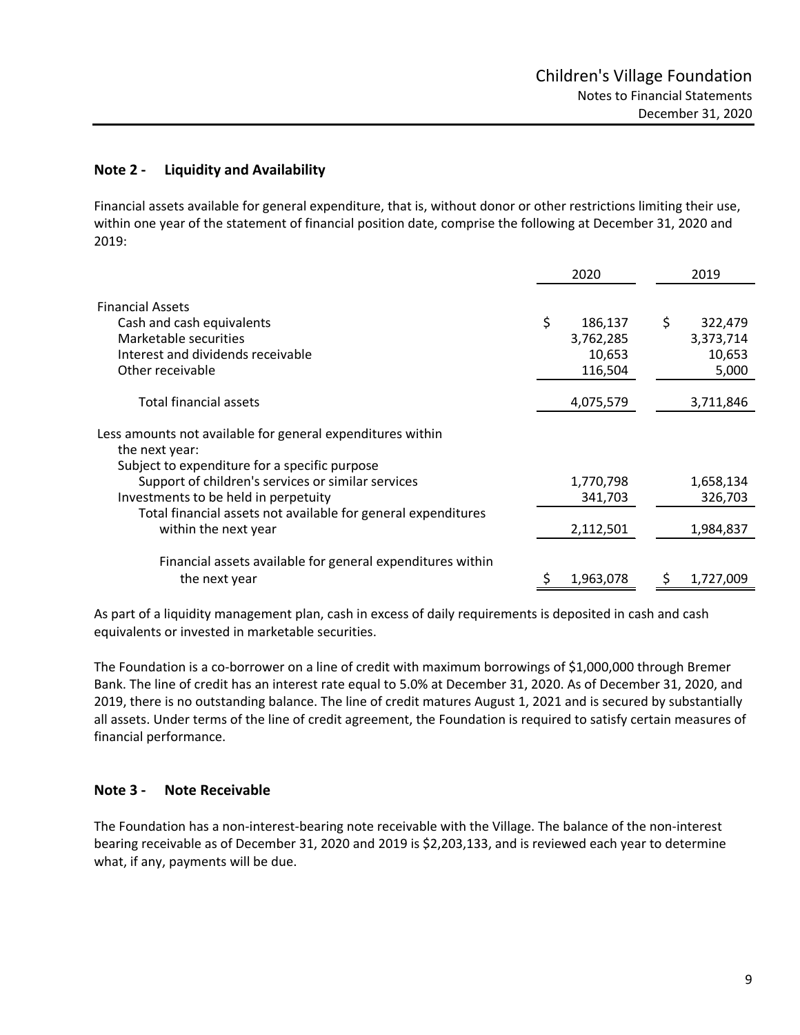## Note 2 - Liquidity and Availability

Financial assets available for general expenditure, that is, without donor or other restrictions limiting their use, within one year of the statement of financial position date, comprise the following at December 31, 2020 and 2019:

| | 2020 | 2019 |
|---|---|---|
| Financial Assets | | |
| Cash and cash equivalents | $ 186,137 | $ 322,479 |
| Marketable securities | 3,762,285 | 3,373,714 |
| Interest and dividends receivable | 10,653 | 10,653 |
| Other receivable | 116,504 | 5,000 |
| Total financial assets | 4,075,579 | 3,711,846 |
| Less amounts not available for general expenditures within the next year: | | |
| Subject to expenditure for a specific purpose | | |
| Support of children's services or similar services | 1,770,798 | 1,658,134 |
| Investments to be held in perpetuity | 341,703 | 326,703 |
| Total financial assets not available for general expenditures within the next year | 2,112,501 | 1,984,837 |
| Financial assets available for general expenditures within the next year | $ 1,963,078 | $ 1,727,009 |

As part of a liquidity management plan, cash in excess of daily requirements is deposited in cash and cash equivalents or invested in marketable securities.

The Foundation is a co-borrower on a line of credit with maximum borrowings of $1,000,000 through Bremer Bank. The line of credit has an interest rate equal to 5.0% at December 31, 2020. As of December 31, 2020, and 2019, there is no outstanding balance. The line of credit matures August 1, 2021 and is secured by substantially all assets. Under terms of the line of credit agreement, the Foundation is required to satisfy certain measures of financial performance.

## Note 3 - Note Receivable

The Foundation has a non-interest-bearing note receivable with the Village. The balance of the non-interest bearing receivable as of December 31, 2020 and 2019 is $2,203,133, and is reviewed each year to determine what, if any, payments will be due.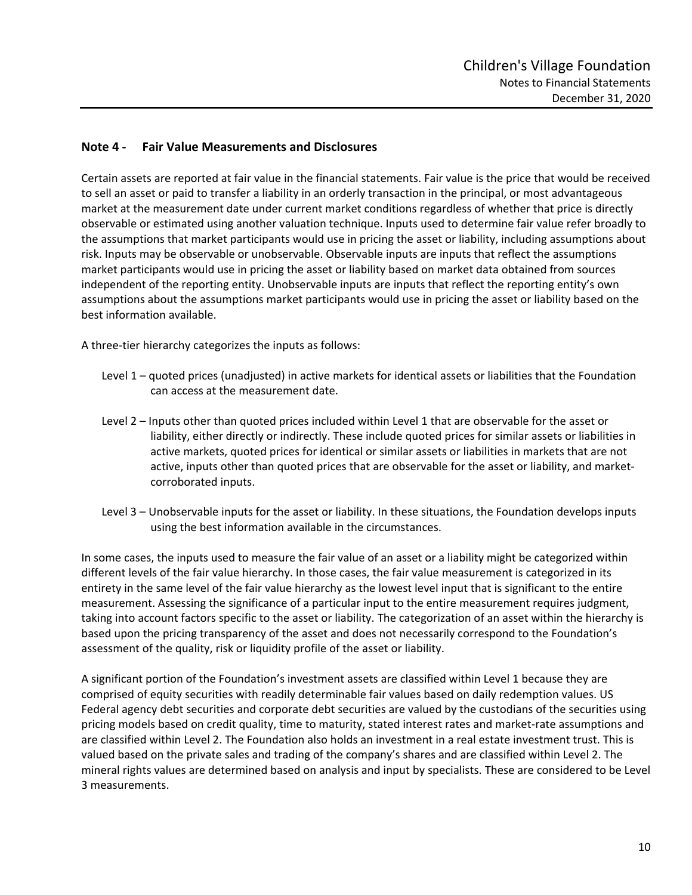## Note 4 - Fair Value Measurements and Disclosures

Certain assets are reported at fair value in the financial statements. Fair value is the price that would be received to sell an asset or paid to transfer a liability in an orderly transaction in the principal, or most advantageous market at the measurement date under current market conditions regardless of whether that price is directly observable or estimated using another valuation technique. Inputs used to determine fair value refer broadly to the assumptions that market participants would use in pricing the asset or liability, including assumptions about risk. Inputs may be observable or unobservable. Observable inputs are inputs that reflect the assumptions market participants would use in pricing the asset or liability based on market data obtained from sources independent of the reporting entity. Unobservable inputs are inputs that reflect the reporting entity's own assumptions about the assumptions market participants would use in pricing the asset or liability based on the best information available.

A three-tier hierarchy categorizes the inputs as follows:

Level 1 – quoted prices (unadjusted) in active markets for identical assets or liabilities that the Foundation can access at the measurement date.

Level 2 – Inputs other than quoted prices included within Level 1 that are observable for the asset or liability, either directly or indirectly. These include quoted prices for similar assets or liabilities in active markets, quoted prices for identical or similar assets or liabilities in markets that are not active, inputs other than quoted prices that are observable for the asset or liability, and market-corroborated inputs.

Level 3 – Unobservable inputs for the asset or liability. In these situations, the Foundation develops inputs using the best information available in the circumstances.

In some cases, the inputs used to measure the fair value of an asset or a liability might be categorized within different levels of the fair value hierarchy. In those cases, the fair value measurement is categorized in its entirety in the same level of the fair value hierarchy as the lowest level input that is significant to the entire measurement. Assessing the significance of a particular input to the entire measurement requires judgment, taking into account factors specific to the asset or liability. The categorization of an asset within the hierarchy is based upon the pricing transparency of the asset and does not necessarily correspond to the Foundation's assessment of the quality, risk or liquidity profile of the asset or liability.

A significant portion of the Foundation's investment assets are classified within Level 1 because they are comprised of equity securities with readily determinable fair values based on daily redemption values. US Federal agency debt securities and corporate debt securities are valued by the custodians of the securities using pricing models based on credit quality, time to maturity, stated interest rates and market-rate assumptions and are classified within Level 2. The Foundation also holds an investment in a real estate investment trust. This is valued based on the private sales and trading of the company's shares and are classified within Level 2. The mineral rights values are determined based on analysis and input by specialists. These are considered to be Level 3 measurements.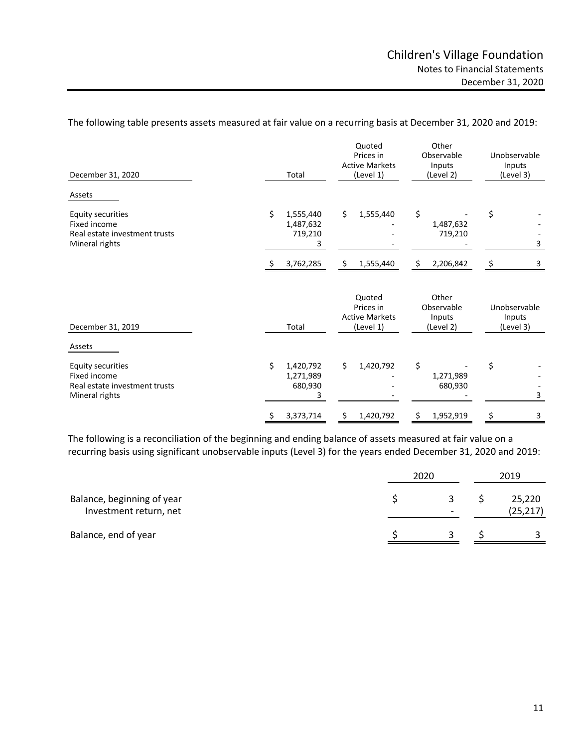The following table presents assets measured at fair value on a recurring basis at December 31, 2020 and 2019:

| December 31, 2020 | Total | Quoted Prices in Active Markets (Level 1) | Other Observable Inputs (Level 2) | Unobservable Inputs (Level 3) |
|---|---|---|---|---|
| Assets | | | | |
| Equity securities | $ 1,555,440 | $ 1,555,440 | $ - | $ - |
| Fixed income | 1,487,632 | - | 1,487,632 | - |
| Real estate investment trusts | 719,210 | - | 719,210 | - |
| Mineral rights | 3 | - | - | 3 |
| | $ 3,762,285 | $ 1,555,440 | $ 2,206,842 | $ 3 |

| December 31, 2019 | Total | Quoted Prices in Active Markets (Level 1) | Other Observable Inputs (Level 2) | Unobservable Inputs (Level 3) |
|---|---|---|---|---|
| Assets | | | | |
| Equity securities | $ 1,420,792 | $ 1,420,792 | $ - | $ - |
| Fixed income | 1,271,989 | - | 1,271,989 | - |
| Real estate investment trusts | 680,930 | - | 680,930 | - |
| Mineral rights | 3 | - | - | 3 |
| | $ 3,373,714 | $ 1,420,792 | $ 1,952,919 | $ 3 |

The following is a reconciliation of the beginning and ending balance of assets measured at fair value on a recurring basis using significant unobservable inputs (Level 3) for the years ended December 31, 2020 and 2019:

| | 2020 | 2019 |
|---|---|---|
| Balance, beginning of year | $ 3 | $ 25,220 |
| Investment return, net | - | (25,217) |
| Balance, end of year | $ 3 | $ 3 |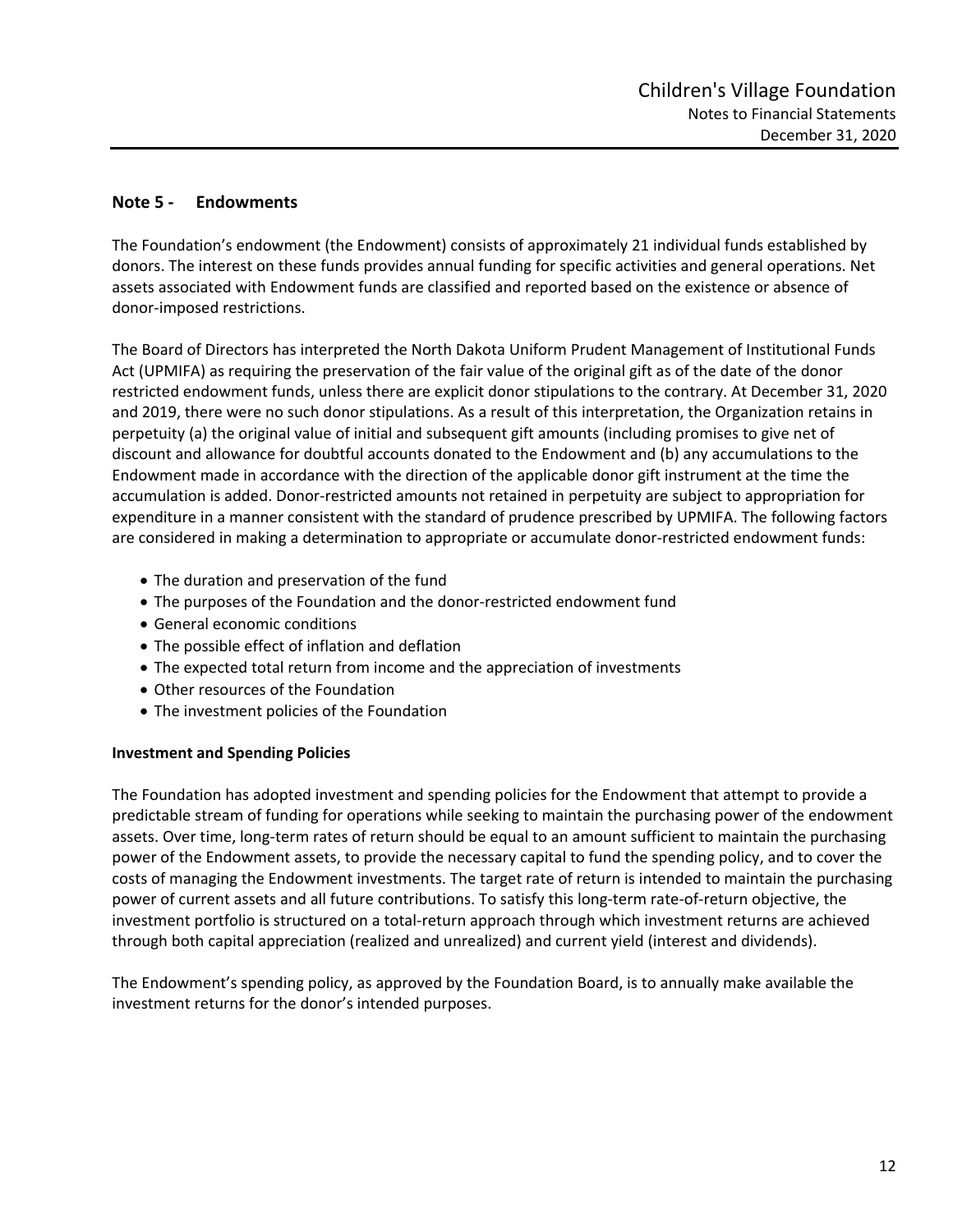## Note 5 - Endowments

The Foundation's endowment (the Endowment) consists of approximately 21 individual funds established by donors. The interest on these funds provides annual funding for specific activities and general operations. Net assets associated with Endowment funds are classified and reported based on the existence or absence of donor-imposed restrictions.

The Board of Directors has interpreted the North Dakota Uniform Prudent Management of Institutional Funds Act (UPMIFA) as requiring the preservation of the fair value of the original gift as of the date of the donor restricted endowment funds, unless there are explicit donor stipulations to the contrary. At December 31, 2020 and 2019, there were no such donor stipulations. As a result of this interpretation, the Organization retains in perpetuity (a) the original value of initial and subsequent gift amounts (including promises to give net of discount and allowance for doubtful accounts donated to the Endowment and (b) any accumulations to the Endowment made in accordance with the direction of the applicable donor gift instrument at the time the accumulation is added. Donor-restricted amounts not retained in perpetuity are subject to appropriation for expenditure in a manner consistent with the standard of prudence prescribed by UPMIFA. The following factors are considered in making a determination to appropriate or accumulate donor-restricted endowment funds:

- The duration and preservation of the fund
- The purposes of the Foundation and the donor-restricted endowment fund
- General economic conditions
- The possible effect of inflation and deflation
- The expected total return from income and the appreciation of investments
- Other resources of the Foundation
- The investment policies of the Foundation

### Investment and Spending Policies

The Foundation has adopted investment and spending policies for the Endowment that attempt to provide a predictable stream of funding for operations while seeking to maintain the purchasing power of the endowment assets. Over time, long-term rates of return should be equal to an amount sufficient to maintain the purchasing power of the Endowment assets, to provide the necessary capital to fund the spending policy, and to cover the costs of managing the Endowment investments. The target rate of return is intended to maintain the purchasing power of current assets and all future contributions. To satisfy this long-term rate-of-return objective, the investment portfolio is structured on a total-return approach through which investment returns are achieved through both capital appreciation (realized and unrealized) and current yield (interest and dividends).

The Endowment's spending policy, as approved by the Foundation Board, is to annually make available the investment returns for the donor's intended purposes.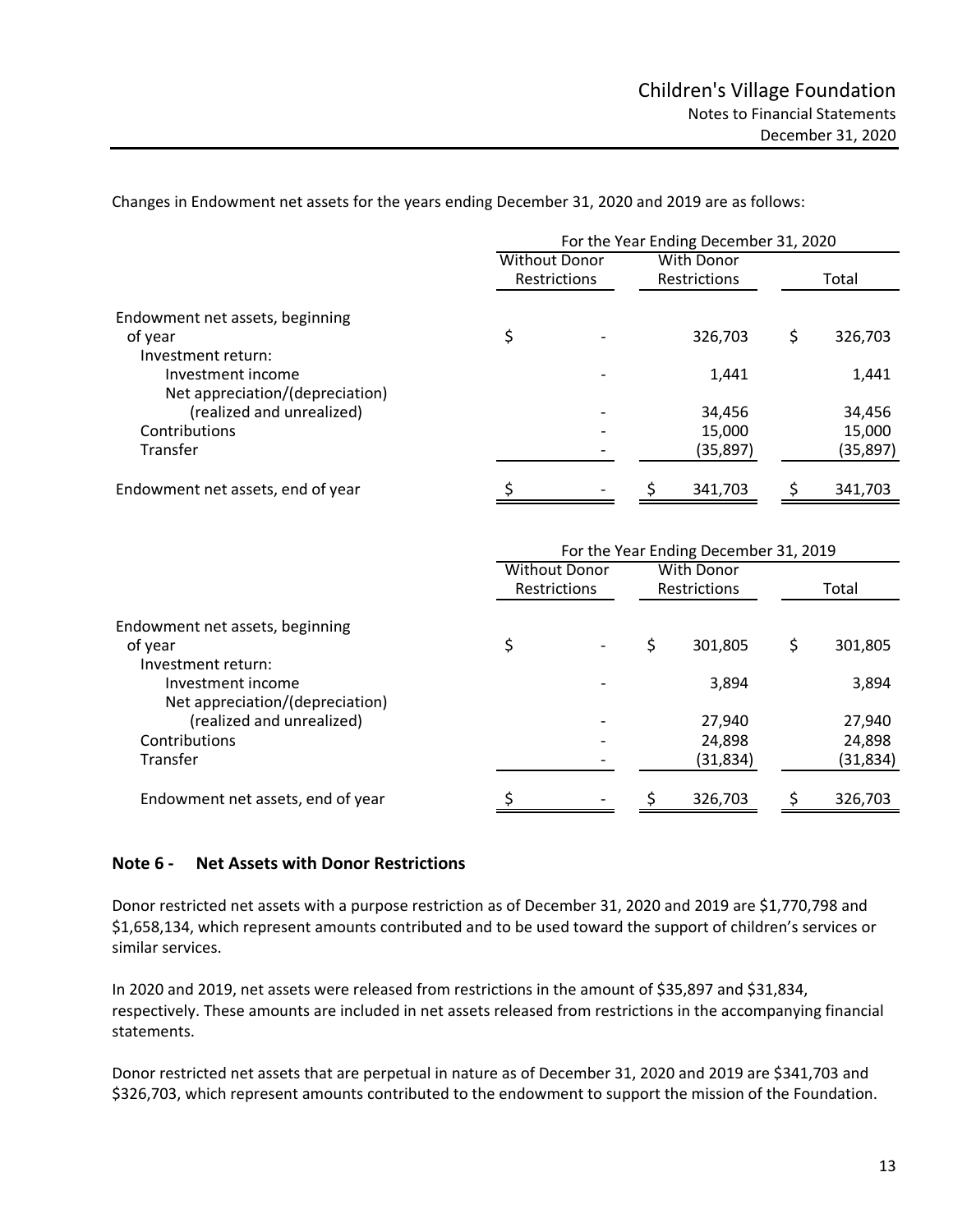Changes in Endowment net assets for the years ending December 31, 2020 and 2019 are as follows:

| | For the Year Ending December 31, 2020 | | |
|---|---|---|---|
| | Without Donor Restrictions | With Donor Restrictions | Total |
| Endowment net assets, beginning of year | $ - | 326,703 | $ 326,703 |
| Investment return: | | | |
| Investment income | - | 1,441 | 1,441 |
| Net appreciation/(depreciation) (realized and unrealized) | - | 34,456 | 34,456 |
| Contributions | - | 15,000 | 15,000 |
| Transfer | - | (35,897) | (35,897) |
| Endowment net assets, end of year | $ - | $ 341,703 | $ 341,703 |

| | For the Year Ending December 31, 2019 | | |
|---|---|---|---|
| | Without Donor Restrictions | With Donor Restrictions | Total |
| Endowment net assets, beginning of year | $ - | $ 301,805 | $ 301,805 |
| Investment return: | | | |
| Investment income | - | 3,894 | 3,894 |
| Net appreciation/(depreciation) (realized and unrealized) | - | 27,940 | 27,940 |
| Contributions | - | 24,898 | 24,898 |
| Transfer | - | (31,834) | (31,834) |
| Endowment net assets, end of year | $ - | $ 326,703 | $ 326,703 |

## Note 6 - Net Assets with Donor Restrictions

Donor restricted net assets with a purpose restriction as of December 31, 2020 and 2019 are $1,770,798 and $1,658,134, which represent amounts contributed and to be used toward the support of children's services or similar services.

In 2020 and 2019, net assets were released from restrictions in the amount of $35,897 and $31,834, respectively. These amounts are included in net assets released from restrictions in the accompanying financial statements.

Donor restricted net assets that are perpetual in nature as of December 31, 2020 and 2019 are $341,703 and $326,703, which represent amounts contributed to the endowment to support the mission of the Foundation.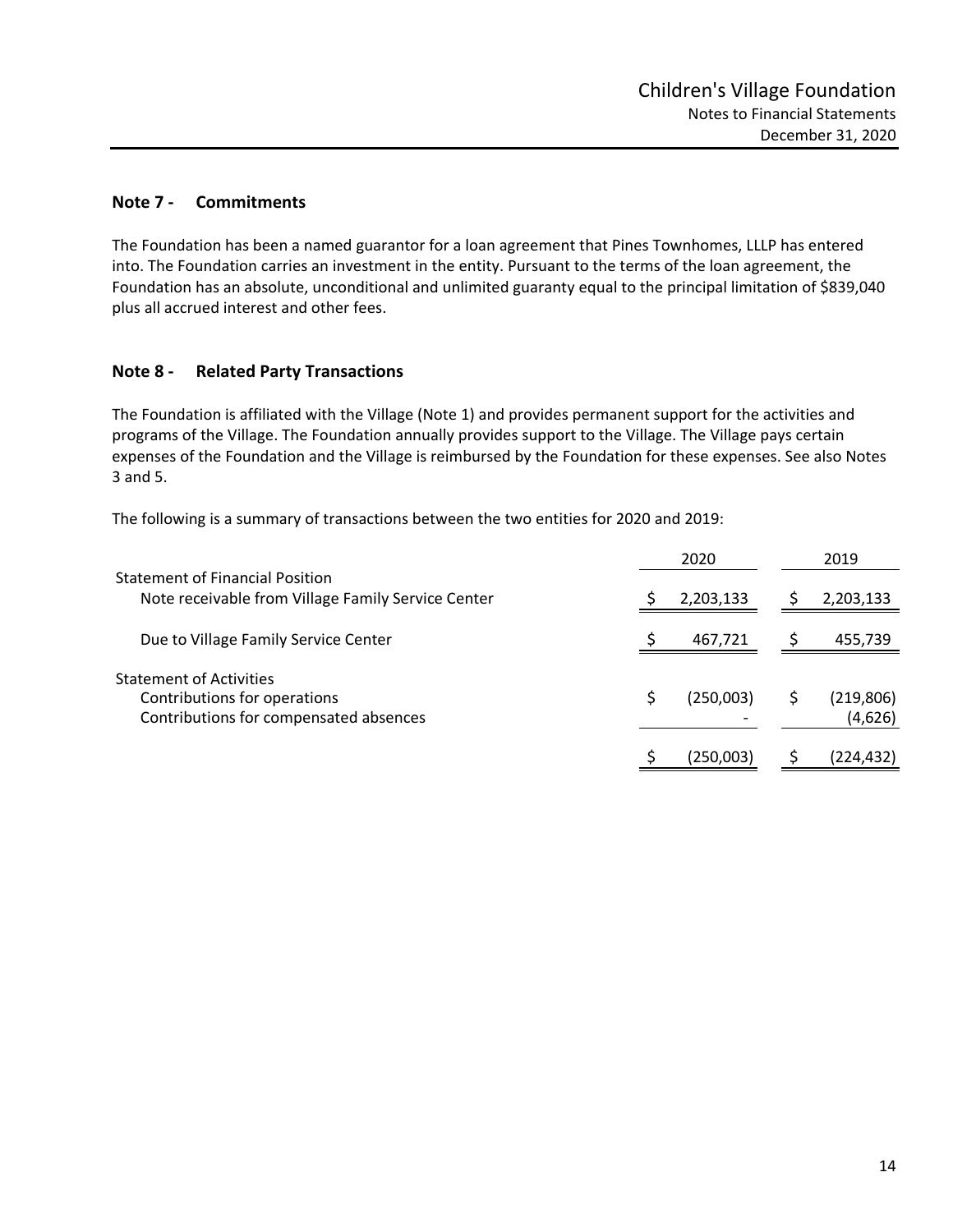## Note 7 - Commitments

The Foundation has been a named guarantor for a loan agreement that Pines Townhomes, LLLP has entered into. The Foundation carries an investment in the entity. Pursuant to the terms of the loan agreement, the Foundation has an absolute, unconditional and unlimited guaranty equal to the principal limitation of $839,040 plus all accrued interest and other fees.

## Note 8 - Related Party Transactions

The Foundation is affiliated with the Village (Note 1) and provides permanent support for the activities and programs of the Village. The Foundation annually provides support to the Village. The Village pays certain expenses of the Foundation and the Village is reimbursed by the Foundation for these expenses. See also Notes 3 and 5.

The following is a summary of transactions between the two entities for 2020 and 2019:

| | 2020 | 2019 |
|---|---|---|
| Statement of Financial Position | | |
| Note receivable from Village Family Service Center | $ 2,203,133 | $ 2,203,133 |
| Due to Village Family Service Center | $ 467,721 | $ 455,739 |
| Statement of Activities | | |
| Contributions for operations | $ (250,003) | $ (219,806) |
| Contributions for compensated absences | - | (4,626) |
| | $ (250,003) | $ (224,432) |